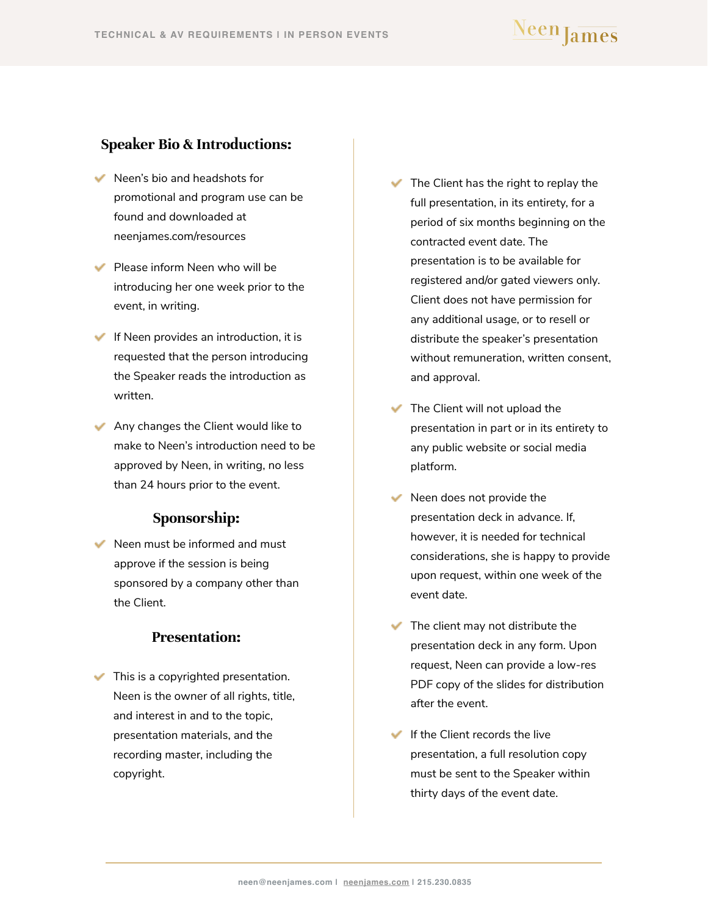## Speaker Bio & Introductions:

- Neen's bio and headshots for promotional and program use can be found and downloaded at neenjames.com/resources
- Please inform Neen who will be introducing her one week prior to the event, in writing.
- If Neen provides an introduction, it is requested that the person introducing the Speaker reads the introduction as written.
- Any changes the Client would like to make to Neen's introduction need to be approved by Neen, in writing, no less than 24 hours prior to the event.

## Sponsorship:

- Neen must be informed and must approve if the session is being sponsored by a company other than the Client.

## Presentation:

- This is a copyrighted presentation. Neen is the owner of all rights, title, and interest in and to the topic, presentation materials, and the recording master, including the copyright.
- The Client has the right to replay the full presentation, in its entirety, for a period of six months beginning on the contracted event date. The presentation is to be available for registered and/or gated viewers only. Client does not have permission for any additional usage, or to resell or distribute the speaker's presentation without remuneration, written consent, and approval.
- The Client will not upload the presentation in part or in its entirety to any public website or social media platform.
- Neen does not provide the presentation deck in advance. If, however, it is needed for technical considerations, she is happy to provide upon request, within one week of the event date.
- The client may not distribute the presentation deck in any form. Upon request, Neen can provide a low-res PDF copy of the slides for distribution after the event.
- If the Client records the live presentation, a full resolution copy must be sent to the Speaker within thirty days of the event date.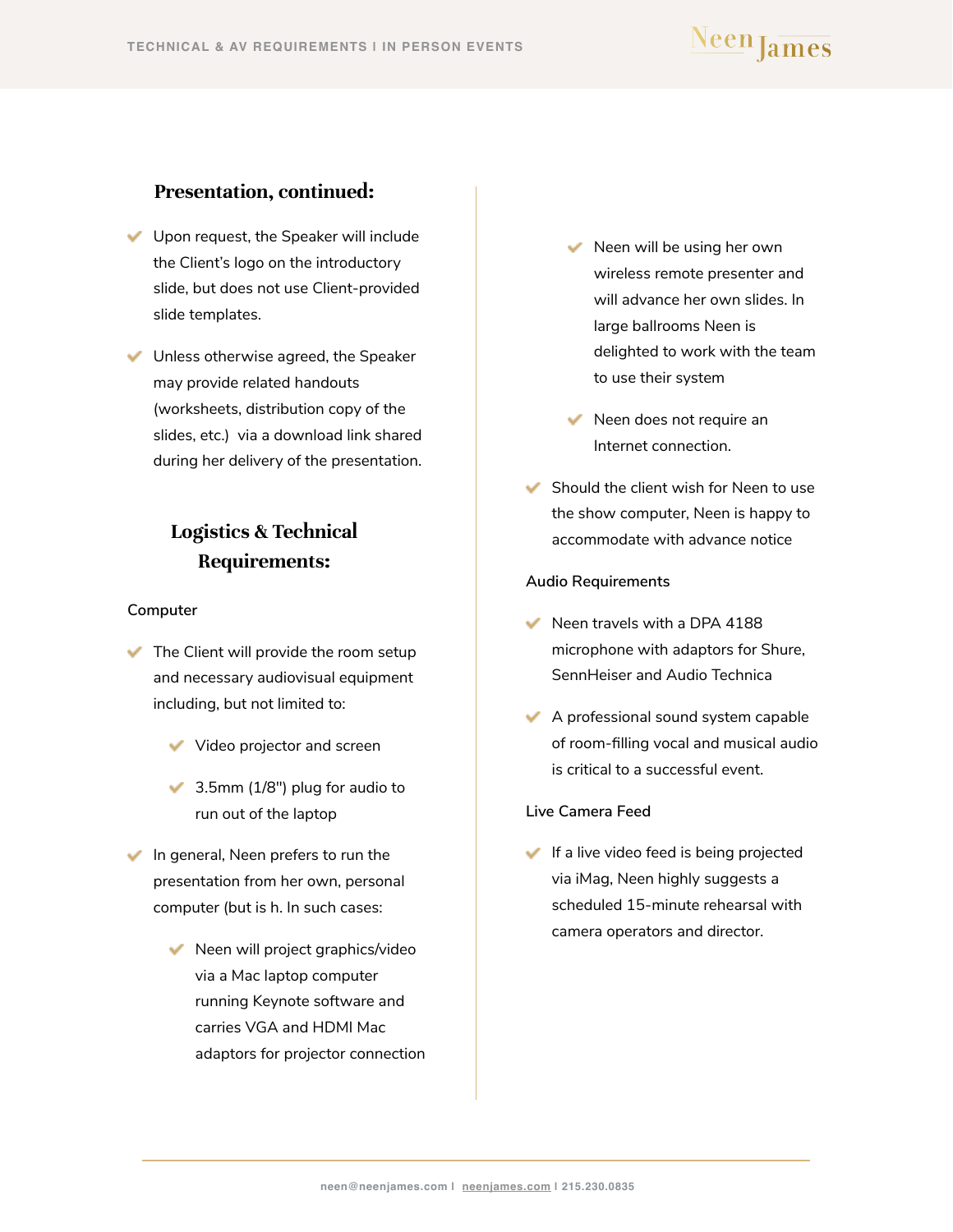## Presentation, continued:

- Upon request, the Speaker will include the Client's logo on the introductory slide, but does not use Client-provided slide templates.
- Unless otherwise agreed, the Speaker may provide related handouts (worksheets, distribution copy of the slides, etc.)  via a download link shared during her delivery of the presentation.

## Logistics & Technical Requirements:

### Computer

- The Client will provide the room setup and necessary audiovisual equipment including, but not limited to:
  - Video projector and screen
  - 3.5mm (1/8") plug for audio to run out of the laptop
- In general, Neen prefers to run the presentation from her own, personal computer (but is h. In such cases:
  - Neen will project graphics/video via a Mac laptop computer running Keynote software and carries VGA and HDMI Mac adaptors for projector connection
  - Neen will be using her own wireless remote presenter and will advance her own slides. In large ballrooms Neen is delighted to work with the team to use their system
  - Neen does not require an Internet connection.
- Should the client wish for Neen to use the show computer, Neen is happy to accommodate with advance notice

### Audio Requirements

- Neen travels with a DPA 4188 microphone with adaptors for Shure, SennHeiser and Audio Technica
- A professional sound system capable of room-filling vocal and musical audio is critical to a successful event.

### Live Camera Feed

- If a live video feed is being projected via iMag, Neen highly suggests a scheduled 15-minute rehearsal with camera operators and director.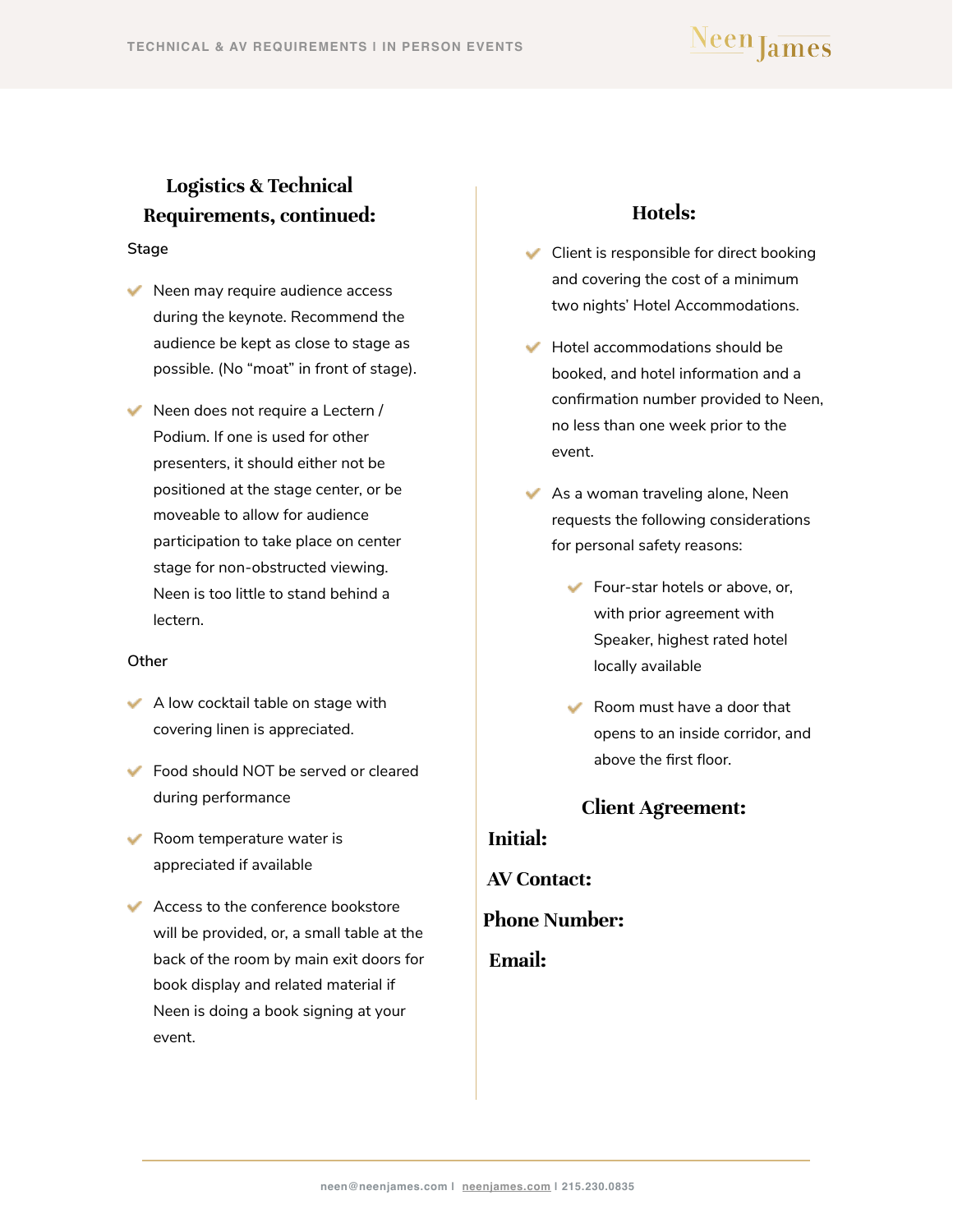## Logistics & Technical Requirements, continued:

Stage

- Neen may require audience access during the keynote. Recommend the audience be kept as close to stage as possible. (No "moat" in front of stage).
- Neen does not require a Lectern / Podium. If one is used for other presenters, it should either not be positioned at the stage center, or be moveable to allow for audience participation to take place on center stage for non-obstructed viewing. Neen is too little to stand behind a lectern.

Other

- A low cocktail table on stage with covering linen is appreciated.
- Food should NOT be served or cleared during performance
- Room temperature water is appreciated if available
- Access to the conference bookstore will be provided, or, a small table at the back of the room by main exit doors for book display and related material if Neen is doing a book signing at your event.

## Hotels:

- Client is responsible for direct booking and covering the cost of a minimum two nights' Hotel Accommodations.
- Hotel accommodations should be booked, and hotel information and a confirmation number provided to Neen, no less than one week prior to the event.
- As a woman traveling alone, Neen requests the following considerations for personal safety reasons:
  - Four-star hotels or above, or, with prior agreement with Speaker, highest rated hotel locally available
  - Room must have a door that opens to an inside corridor, and above the first floor.

## Client Agreement:

**Initial:**

**AV Contact:**

**Phone Number:**

**Email:**

neen@neenjames.com | neenjames.com | 215.230.0835